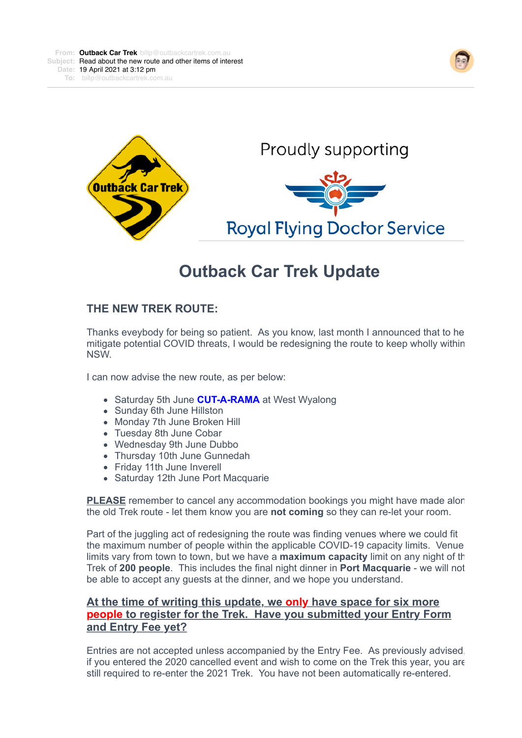**From:** Outback Car Trek billp@outbackcartrek.com.au
**Subject:** Read about the new route and other items of interest
**Date:** 19 April 2021 at 3:12 pm
**To:** billp@outbackcartrek.com.au

Outback Car Trek

Proudly supporting

Royal Flying Doctor Service

# Outback Car Trek Update

## THE NEW TREK ROUTE:

Thanks eveybody for being so patient. As you know, last month I announced that to he mitigate potential COVID threats, I would be redesigning the route to keep wholly within NSW.

I can now advise the new route, as per below:

- Saturday 5th June **CUT-A-RAMA** at West Wyalong
- Sunday 6th June Hillston
- Monday 7th June Broken Hill
- Tuesday 8th June Cobar
- Wednesday 9th June Dubbo
- Thursday 10th June Gunnedah
- Friday 11th June Inverell
- Saturday 12th June Port Macquarie

**PLEASE** remember to cancel any accommodation bookings you might have made alon the old Trek route - let them know you are **not coming** so they can re-let your room.

Part of the juggling act of redesigning the route was finding venues where we could fit the maximum number of people within the applicable COVID-19 capacity limits. Venue limits vary from town to town, but we have a **maximum capacity** limit on any night of th Trek of **200 people**. This includes the final night dinner in **Port Macquarie** - we will not be able to accept any guests at the dinner, and we hope you understand.

**At the time of writing this update, we only have space for six more people to register for the Trek. Have you submitted your Entry Form and Entry Fee yet?**

Entries are not accepted unless accompanied by the Entry Fee. As previously advised, if you entered the 2020 cancelled event and wish to come on the Trek this year, you are still required to re-enter the 2021 Trek. You have not been automatically re-entered.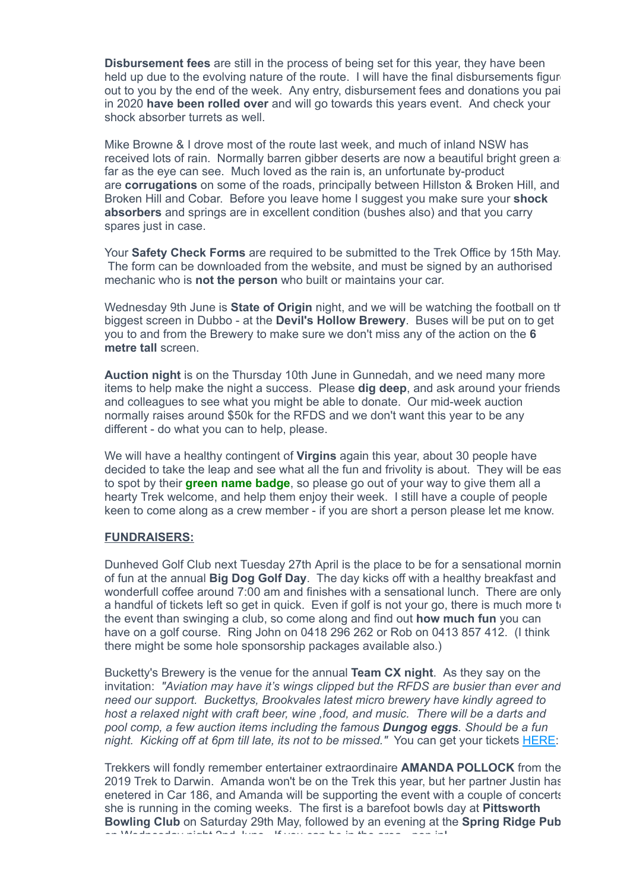**Disbursement fees** are still in the process of being set for this year, they have been held up due to the evolving nature of the route. I will have the final disbursements figur out to you by the end of the week. Any entry, disbursement fees and donations you pai in 2020 **have been rolled over** and will go towards this years event. And check your shock absorber turrets as well.

Mike Browne & I drove most of the route last week, and much of inland NSW has received lots of rain. Normally barren gibber deserts are now a beautiful bright green a far as the eye can see. Much loved as the rain is, an unfortunate by-product are **corrugations** on some of the roads, principally between Hillston & Broken Hill, and Broken Hill and Cobar. Before you leave home I suggest you make sure your **shock absorbers** and springs are in excellent condition (bushes also) and that you carry spares just in case.

Your **Safety Check Forms** are required to be submitted to the Trek Office by 15th May. The form can be downloaded from the website, and must be signed by an authorised mechanic who is **not the person** who built or maintains your car.

Wednesday 9th June is **State of Origin** night, and we will be watching the football on th biggest screen in Dubbo - at the **Devil's Hollow Brewery**. Buses will be put on to get you to and from the Brewery to make sure we don't miss any of the action on the **6 metre tall** screen.

**Auction night** is on the Thursday 10th June in Gunnedah, and we need many more items to help make the night a success. Please **dig deep**, and ask around your friends and colleagues to see what you might be able to donate. Our mid-week auction normally raises around $50k for the RFDS and we don't want this year to be any different - do what you can to help, please.

We will have a healthy contingent of **Virgins** again this year, about 30 people have decided to take the leap and see what all the fun and frivolity is about. They will be eas to spot by their **green name badge**, so please go out of your way to give them all a hearty Trek welcome, and help them enjoy their week. I still have a couple of people keen to come along as a crew member - if you are short a person please let me know.

## FUNDRAISERS:

Dunheved Golf Club next Tuesday 27th April is the place to be for a sensational mornin of fun at the annual **Big Dog Golf Day**. The day kicks off with a healthy breakfast and wonderfull coffee around 7:00 am and finishes with a sensational lunch. There are only a handful of tickets left so get in quick. Even if golf is not your go, there is much more t the event than swinging a club, so come along and find out **how much fun** you can have on a golf course. Ring John on 0418 296 262 or Rob on 0413 857 412. (I think there might be some hole sponsorship packages available also.)

Bucketty's Brewery is the venue for the annual **Team CX night**. As they say on the invitation: *"Aviation may have it's wings clipped but the RFDS are busier than ever and need our support. Buckettys, Brookvales latest micro brewery have kindly agreed to host a relaxed night with craft beer, wine ,food, and music. There will be a darts and pool comp, a few auction items including the famous **Dungog eggs**. Should be a fun night. Kicking off at 6pm till late, its not to be missed."* You can get your tickets HERE:

Trekkers will fondly remember entertainer extraordinaire **AMANDA POLLOCK** from the 2019 Trek to Darwin. Amanda won't be on the Trek this year, but her partner Justin has enetered in Car 186, and Amanda will be supporting the event with a couple of concerts she is running in the coming weeks. The first is a barefoot bowls day at **Pittsworth Bowling Club** on Saturday 29th May, followed by an evening at the **Spring Ridge Pub** on Wednesday night 2nd June. If you can be in the area - pop in!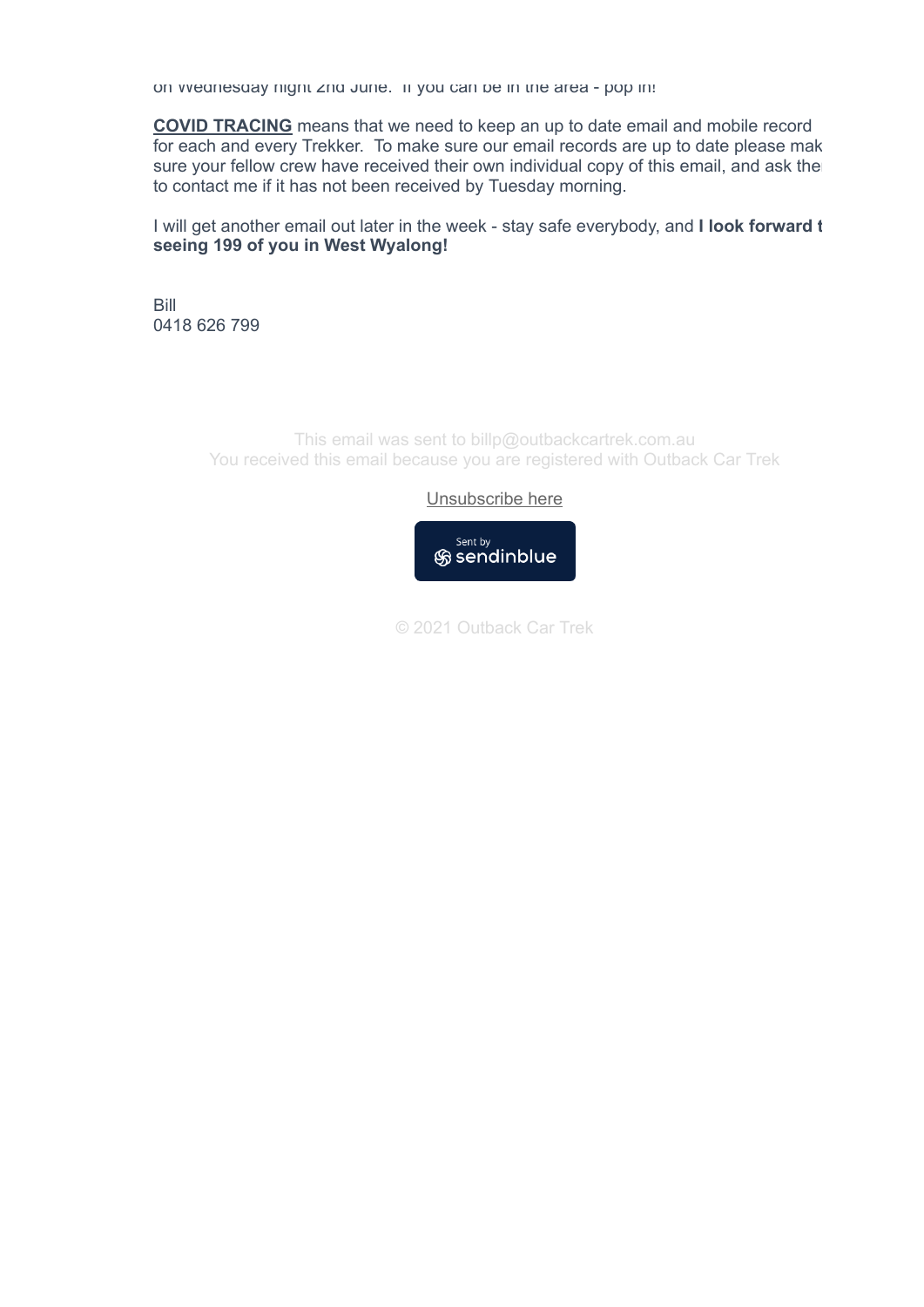on Wednesday night 2nd June.  If you can be in the area - pop in!

**COVID TRACING** means that we need to keep an up to date email and mobile record for each and every Trekker.  To make sure our email records are up to date please mak sure your fellow crew have received their own individual copy of this email, and ask the to contact me if it has not been received by Tuesday morning.

I will get another email out later in the week - stay safe everybody, and **I look forward t seeing 199 of you in West Wyalong!**

Bill
0418 626 799

This email was sent to billp@outbackcartrek.com.au
You received this email because you are registered with Outback Car Trek

Unsubscribe here

Sent by sendinblue

© 2021 Outback Car Trek